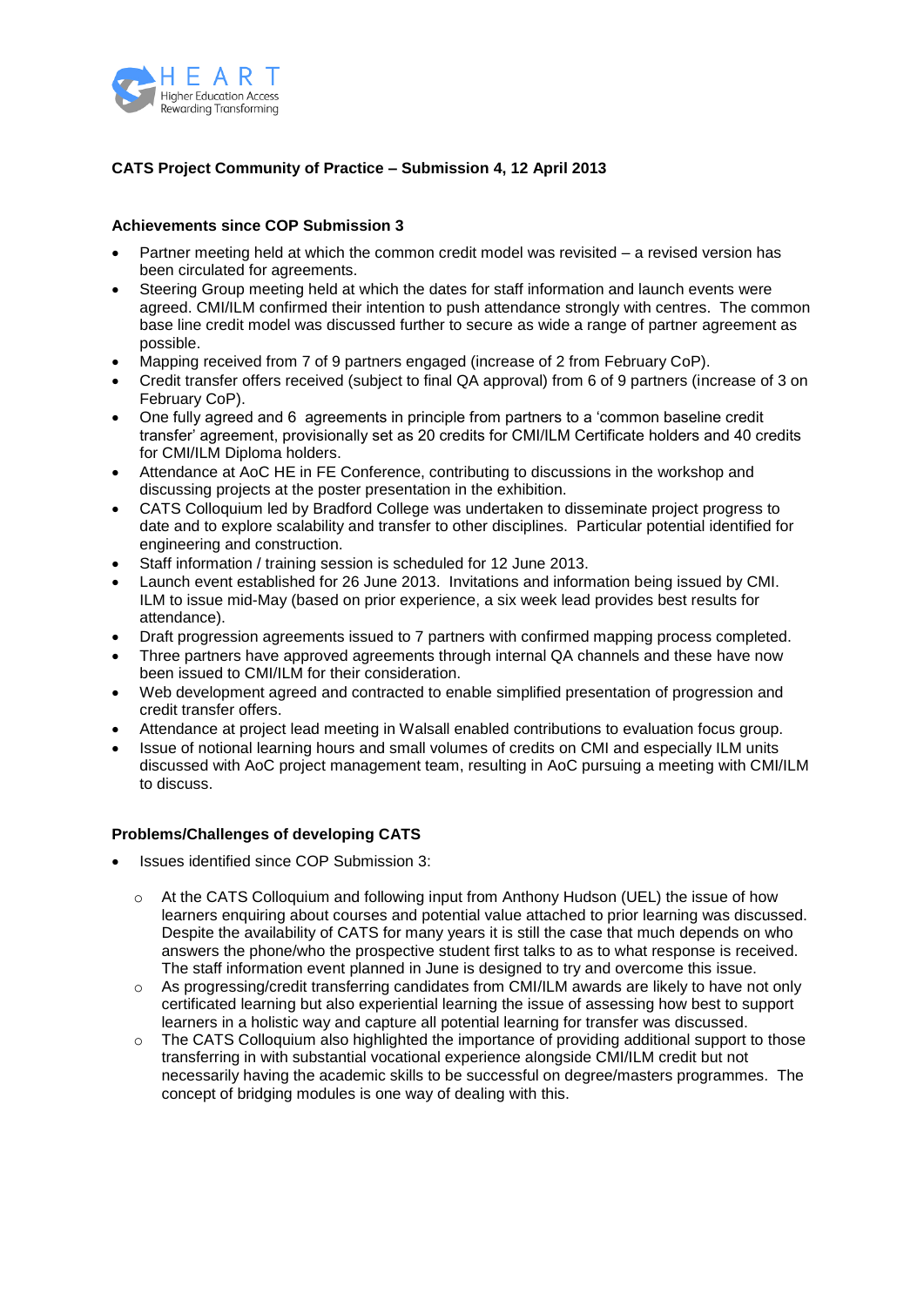HEART
Higher Education Access Rewarding Transforming

**CATS Project Community of Practice – Submission 4, 12 April 2013**

**Achievements since COP Submission 3**

- Partner meeting held at which the common credit model was revisited – a revised version has been circulated for agreements.
- Steering Group meeting held at which the dates for staff information and launch events were agreed. CMI/ILM confirmed their intention to push attendance strongly with centres. The common base line credit model was discussed further to secure as wide a range of partner agreement as possible.
- Mapping received from 7 of 9 partners engaged (increase of 2 from February CoP).
- Credit transfer offers received (subject to final QA approval) from 6 of 9 partners (increase of 3 on February CoP).
- One fully agreed and 6 agreements in principle from partners to a 'common baseline credit transfer' agreement, provisionally set as 20 credits for CMI/ILM Certificate holders and 40 credits for CMI/ILM Diploma holders.
- Attendance at AoC HE in FE Conference, contributing to discussions in the workshop and discussing projects at the poster presentation in the exhibition.
- CATS Colloquium led by Bradford College was undertaken to disseminate project progress to date and to explore scalability and transfer to other disciplines. Particular potential identified for engineering and construction.
- Staff information / training session is scheduled for 12 June 2013.
- Launch event established for 26 June 2013. Invitations and information being issued by CMI. ILM to issue mid-May (based on prior experience, a six week lead provides best results for attendance).
- Draft progression agreements issued to 7 partners with confirmed mapping process completed.
- Three partners have approved agreements through internal QA channels and these have now been issued to CMI/ILM for their consideration.
- Web development agreed and contracted to enable simplified presentation of progression and credit transfer offers.
- Attendance at project lead meeting in Walsall enabled contributions to evaluation focus group.
- Issue of notional learning hours and small volumes of credits on CMI and especially ILM units discussed with AoC project management team, resulting in AoC pursuing a meeting with CMI/ILM to discuss.

**Problems/Challenges of developing CATS**

- Issues identified since COP Submission 3:
  - At the CATS Colloquium and following input from Anthony Hudson (UEL) the issue of how learners enquiring about courses and potential value attached to prior learning was discussed. Despite the availability of CATS for many years it is still the case that much depends on who answers the phone/who the prospective student first talks to as to what response is received. The staff information event planned in June is designed to try and overcome this issue.
  - As progressing/credit transferring candidates from CMI/ILM awards are likely to have not only certificated learning but also experiential learning the issue of assessing how best to support learners in a holistic way and capture all potential learning for transfer was discussed.
  - The CATS Colloquium also highlighted the importance of providing additional support to those transferring in with substantial vocational experience alongside CMI/ILM credit but not necessarily having the academic skills to be successful on degree/masters programmes. The concept of bridging modules is one way of dealing with this.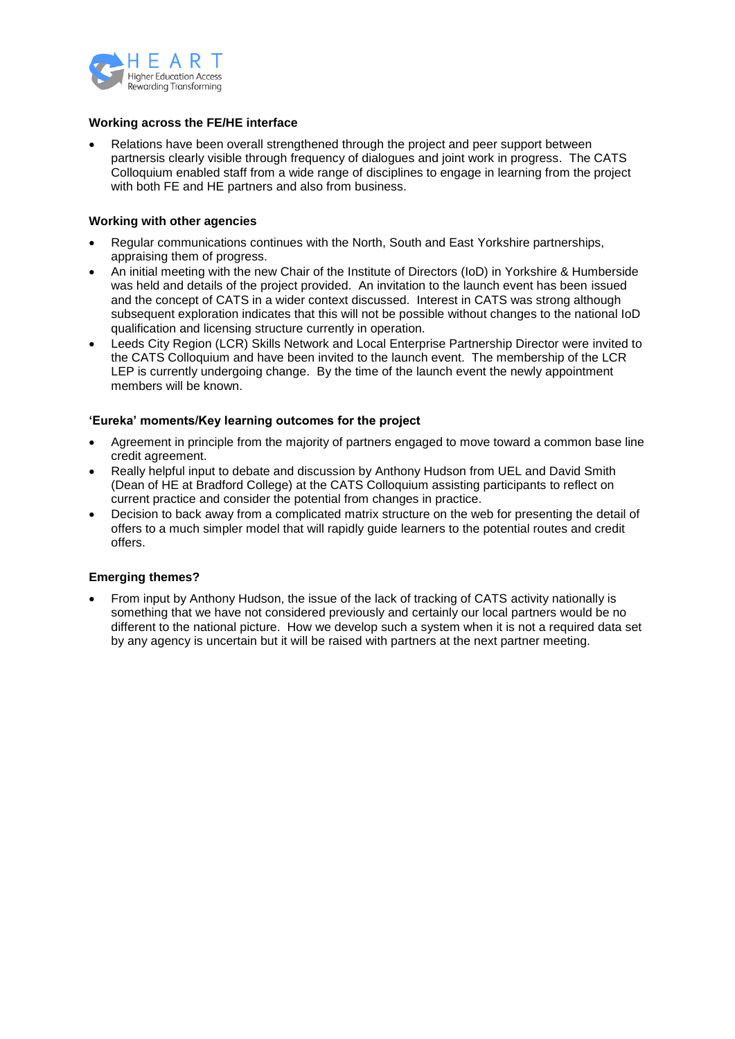**Working across the FE/HE interface**

- Relations have been overall strengthened through the project and peer support between partnersis clearly visible through frequency of dialogues and joint work in progress. The CATS Colloquium enabled staff from a wide range of disciplines to engage in learning from the project with both FE and HE partners and also from business.

**Working with other agencies**

- Regular communications continues with the North, South and East Yorkshire partnerships, appraising them of progress.
- An initial meeting with the new Chair of the Institute of Directors (IoD) in Yorkshire & Humberside was held and details of the project provided. An invitation to the launch event has been issued and the concept of CATS in a wider context discussed. Interest in CATS was strong although subsequent exploration indicates that this will not be possible without changes to the national IoD qualification and licensing structure currently in operation.
- Leeds City Region (LCR) Skills Network and Local Enterprise Partnership Director were invited to the CATS Colloquium and have been invited to the launch event. The membership of the LCR LEP is currently undergoing change. By the time of the launch event the newly appointment members will be known.

**'Eureka' moments/Key learning outcomes for the project**

- Agreement in principle from the majority of partners engaged to move toward a common base line credit agreement.
- Really helpful input to debate and discussion by Anthony Hudson from UEL and David Smith (Dean of HE at Bradford College) at the CATS Colloquium assisting participants to reflect on current practice and consider the potential from changes in practice.
- Decision to back away from a complicated matrix structure on the web for presenting the detail of offers to a much simpler model that will rapidly guide learners to the potential routes and credit offers.

**Emerging themes?**

- From input by Anthony Hudson, the issue of the lack of tracking of CATS activity nationally is something that we have not considered previously and certainly our local partners would be no different to the national picture. How we develop such a system when it is not a required data set by any agency is uncertain but it will be raised with partners at the next partner meeting.